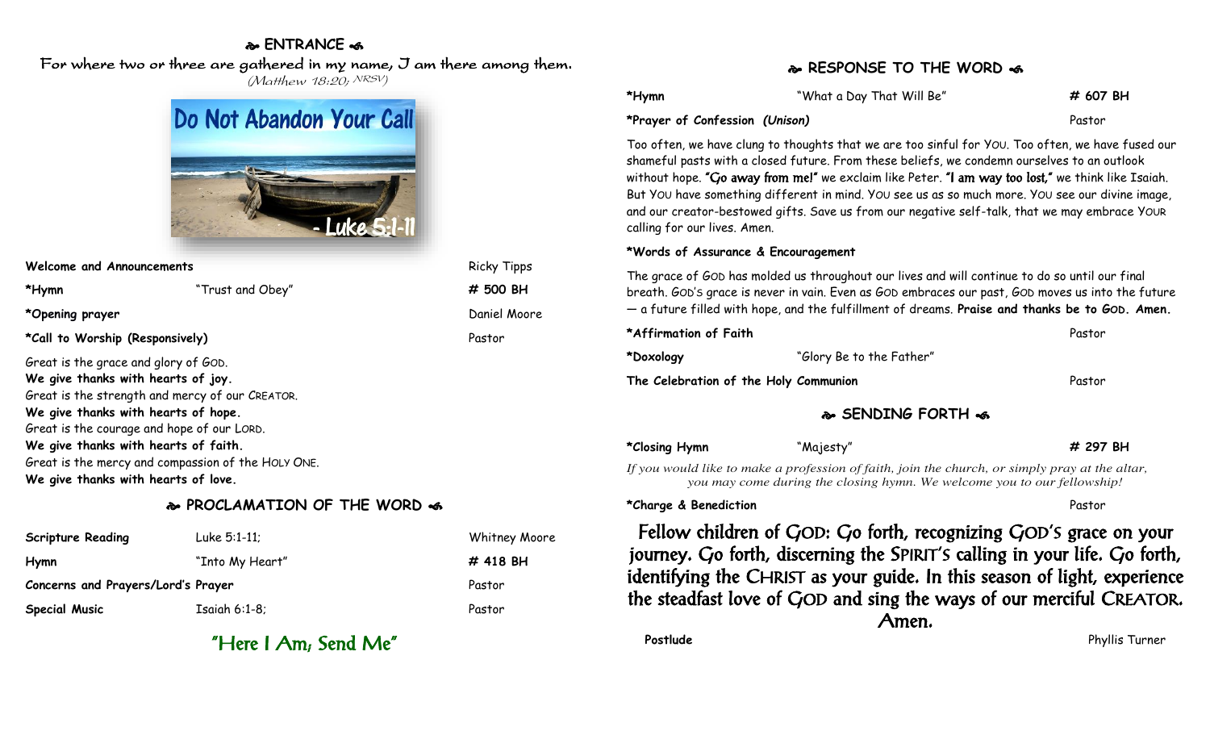## ENTRANCE

For where two or three are gathered in my name, I am there among them.
*(Matthew 18:20; NRSV)*

Do Not Abandon Your Call
- Luke 5:1-11

| | | |
|---|---|---|
| **Welcome and Announcements** | | Ricky Tipps |
| ***Hymn** | "Trust and Obey" | **# 500 BH** |
| ***Opening prayer** | | Daniel Moore |
| ***Call to Worship (Responsively)** | | Pastor |

Great is the grace and glory of GOD.
**We give thanks with hearts of joy.**
Great is the strength and mercy of our CREATOR.
**We give thanks with hearts of hope.**
Great is the courage and hope of our LORD.
**We give thanks with hearts of faith.**
Great is the mercy and compassion of the HOLY ONE.
**We give thanks with hearts of love.**

## PROCLAMATION OF THE WORD

| | | |
|---|---|---|
| **Scripture Reading** | Luke 5:1-11; | Whitney Moore |
| **Hymn** | "Into My Heart" | **# 418 BH** |
| **Concerns and Prayers/Lord's Prayer** | | Pastor |
| **Special Music** | Isaiah 6:1-8; | Pastor |

"Here I Am, Send Me"

## RESPONSE TO THE WORD

| | | |
|---|---|---|
| ***Hymn** | "What a Day That Will Be" | **# 607 BH** |
| ***Prayer of Confession *(Unison)*** | | Pastor |

Too often, we have clung to thoughts that we are too sinful for YOU. Too often, we have fused our shameful pasts with a closed future. From these beliefs, we condemn ourselves to an outlook without hope. **"Go away from me!"** we exclaim like Peter. **"I am way too lost,"** we think like Isaiah. But YOU have something different in mind. YOU see us as so much more. YOU see our divine image, and our creator-bestowed gifts. Save us from our negative self-talk, that we may embrace YOUR calling for our lives. Amen.

***Words of Assurance & Encouragement**

The grace of GOD has molded us throughout our lives and will continue to do so until our final breath. GOD'S grace is never in vain. Even as GOD embraces our past, GOD moves us into the future — a future filled with hope, and the fulfillment of dreams. **Praise and thanks be to GOD. Amen.**

| | | |
|---|---|---|
| ***Affirmation of Faith** | | Pastor |
| ***Doxology** | "Glory Be to the Father" | |
| **The Celebration of the Holy Communion** | | Pastor |

## SENDING FORTH

| | | |
|---|---|---|
| ***Closing Hymn** | "Majesty" | **# 297 BH** |

*If you would like to make a profession of faith, join the church, or simply pray at the altar, you may come during the closing hymn. We welcome you to our fellowship!*

| | |
|---|---|
| ***Charge & Benediction** | Pastor |

**Fellow children of GOD: Go forth, recognizing GOD'S grace on your journey. Go forth, discerning the SPIRIT'S calling in your life. Go forth, identifying the CHRIST as your guide. In this season of light, experience the steadfast love of GOD and sing the ways of our merciful CREATOR. Amen.**

| | |
|---|---|
| **Postlude** | Phyllis Turner |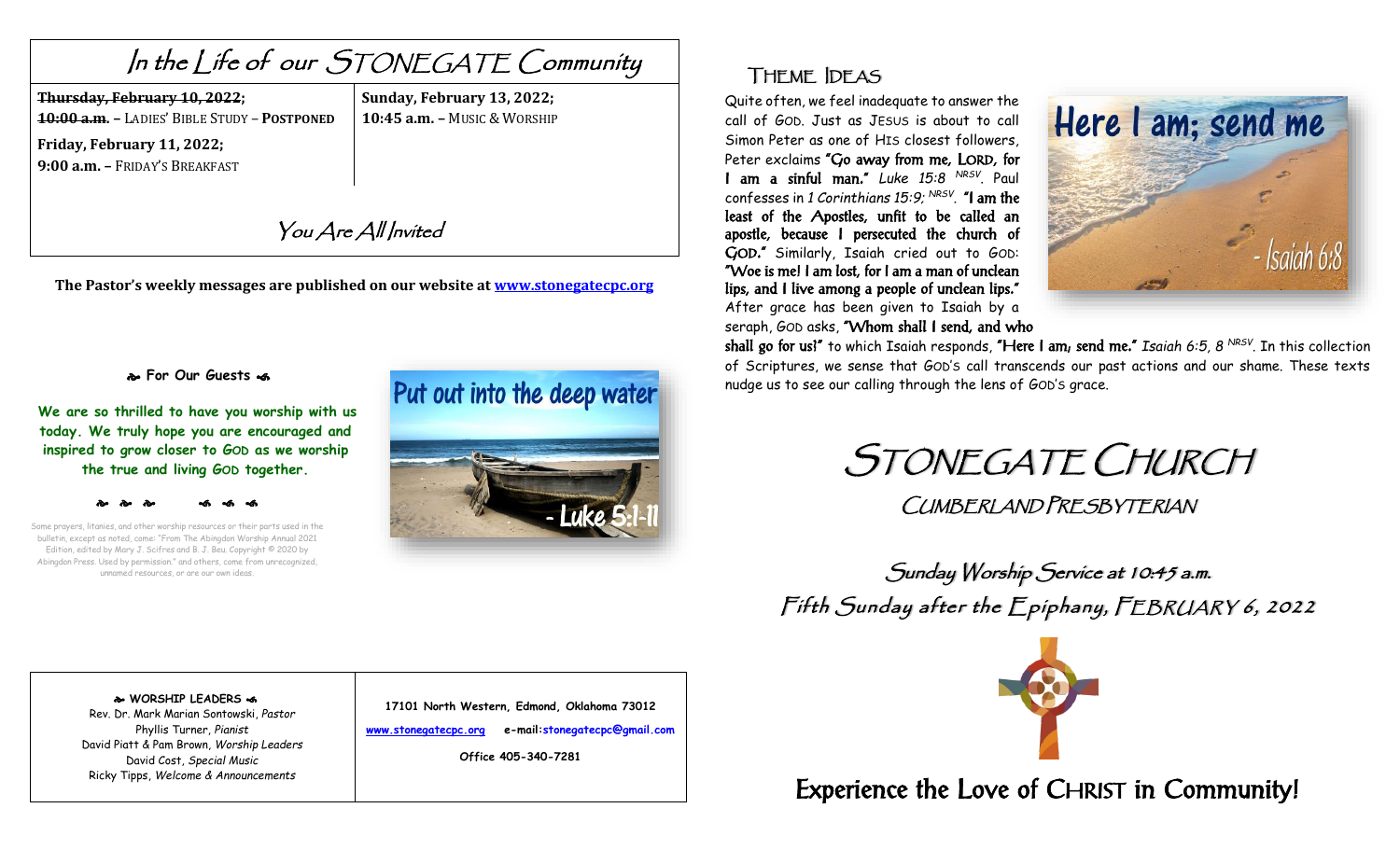# In the Life of our STONEGATE Community

~~Thursday, February 10, 2022;~~
~~10:00 a.m.~~ – LADIES' BIBLE STUDY – **POSTPONED**

**Friday, February 11, 2022;**
**9:00 a.m.** – FRIDAY'S BREAKFAST

**Sunday, February 13, 2022;**
**10:45 a.m.** – MUSIC & WORSHIP

*You Are All Invited*

**The Pastor's weekly messages are published on our website at [www.stonegatecpc.org](http://www.stonegatecpc.org)**

**For Our Guests**

**We are so thrilled to have you worship with us today. We truly hope you are encouraged and inspired to grow closer to GOD as we worship the true and living GOD together.**

Some prayers, litanies, and other worship resources or their parts used in the bulletin, except as noted, come: "From The Abingdon Worship Annual 2021 Edition, edited by Mary J. Scifres and B. J. Beu. Copyright © 2020 by Abingdon Press. Used by permission." and others, come from unrecognized, unnamed resources, or are our own ideas.

Put out into the deep water - Luke 5:1-11

**WORSHIP LEADERS**
Rev. Dr. Mark Marian Sontowski, *Pastor*
Phyllis Turner, *Pianist*
David Piatt & Pam Brown, *Worship Leaders*
David Cost, *Special Music*
Ricky Tipps, *Welcome & Announcements*

**17101 North Western, Edmond, Oklahoma 73012**

**[www.stonegatecpc.org](http://www.stonegatecpc.org)** **e-mail: stonegatecpc@gmail.com**

**Office 405-340-7281**

## THEME IDEAS

Here I am; send me - Isaiah 6:8

Quite often, we feel inadequate to answer the call of GOD. Just as JESUS is about to call Simon Peter as one of HIS closest followers, Peter exclaims **"Go away from me, LORD, for I am a sinful man."** *Luke 15:8* NRSV. Paul confesses in *1 Corinthians 15:9;* NRSV. **"I am the least of the Apostles, unfit to be called an apostle, because I persecuted the church of GOD."** Similarly, Isaiah cried out to GOD: **"Woe is me! I am lost, for I am a man of unclean lips, and I live among a people of unclean lips."** After grace has been given to Isaiah by a seraph, GOD asks, **"Whom shall I send, and who shall go for us!"** to which Isaiah responds, **"Here I am; send me."** *Isaiah 6:5, 8* NRSV. In this collection of Scriptures, we sense that GOD'S call transcends our past actions and our shame. These texts nudge us to see our calling through the lens of GOD'S grace.

# STONEGATE CHURCH

*CUMBERLAND PRESBYTERIAN*

*Sunday Worship Service at 10:45 a.m.*

*Fifth Sunday after the Epiphany, FEBRUARY 6, 2022*

**Experience the Love of CHRIST in Community!**